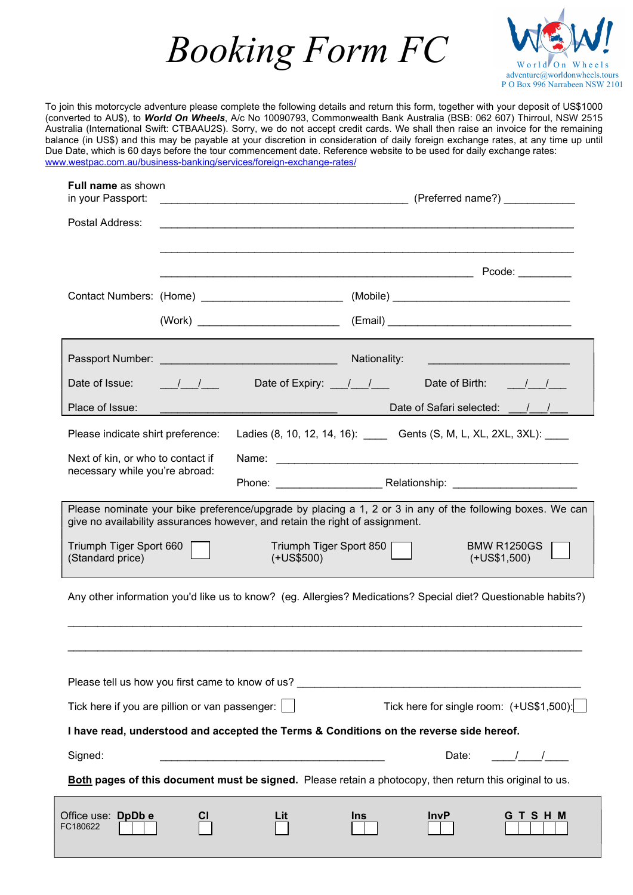# Booking Form FC

World On Wheels
adventure@worldonwheels.tours
P O Box 996 Narrabeen NSW 2101

To join this motorcycle adventure please complete the following details and return this form, together with your deposit of US$1000 (converted to AU$), to ***World On Wheels***, A/c No 10090793, Commonwealth Bank Australia (BSB: 062 607) Thirroul, NSW 2515 Australia (International Swift: CTBAAU2S). Sorry, we do not accept credit cards. We shall then raise an invoice for the remaining balance (in US$) and this may be payable at your discretion in consideration of daily foreign exchange rates, at any time up until Due Date, which is 60 days before the tour commencement date. Reference website to be used for daily exchange rates: www.westpac.com.au/business-banking/services/foreign-exchange-rates/

**Full name** as shown in your Passport: ________________________ (Preferred name?) __________

Postal Address: ____________________________________________

____________________________________________

____________________________________ Pcode: ________

Contact Numbers: (Home) ____________________ (Mobile) ________________________

(Work) ____________________ (Email) ________________________

Passport Number: ________________________ Nationality: ____________________

Date of Issue: ___/___/___ Date of Expiry: ___/___/___ Date of Birth: ___/___/___

Place of Issue: ________________________ Date of Safari selected: ___/___/___

Please indicate shirt preference: Ladies (8, 10, 12, 14, 16): ____ Gents (S, M, L, XL, 2XL, 3XL): ____

Next of kin, or who to contact if necessary while you're abroad: Name: ________________________________

Phone: ________________ Relationship: ____________________

Please nominate your bike preference/upgrade by placing a 1, 2 or 3 in any of the following boxes. We can give no availability assurances however, and retain the right of assignment.

Triumph Tiger Sport 660 (Standard price) ☐ Triumph Tiger Sport 850 (+US$500) ☐ BMW R1250GS (+US$1,500) ☐

Any other information you'd like us to know? (eg. Allergies? Medications? Special diet? Questionable habits?)

________________________________________________________________

________________________________________________________________

Please tell us how you first came to know of us? ________________________________

Tick here if you are pillion or van passenger: ☐ Tick here for single room: (+US$1,500): ☐

**I have read, understood and accepted the Terms & Conditions on the reverse side hereof.**

Signed: ________________________________ Date: ____/____/____

**Both pages of this document must be signed.** Please retain a photocopy, then return this original to us.

Office use: **DpDb e** **Cl** **Lit** **Ins** **InvP** **G T S H M**
FC180622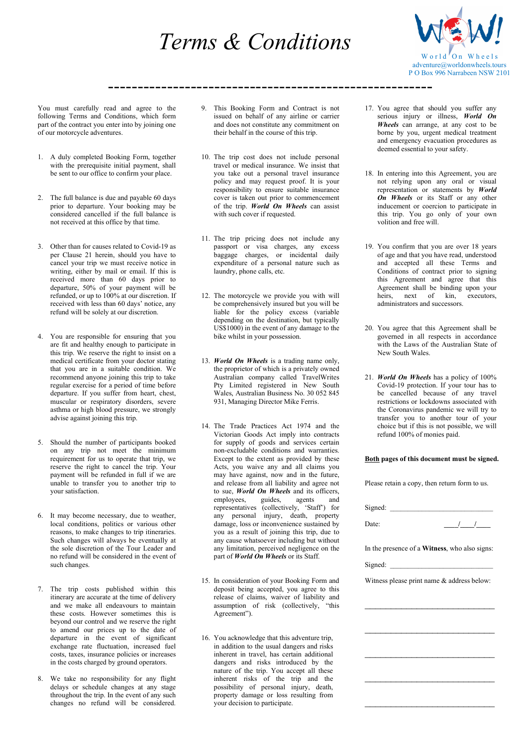# Terms & Conditions

World On Wheels
adventure@worldonwheels.tours
P O Box 996 Narrabeen NSW 2101

You must carefully read and agree to the following Terms and Conditions, which form part of the contract you enter into by joining one of our motorcycle adventures.

1. A duly completed Booking Form, together with the prerequisite initial payment, shall be sent to our office to confirm your place.

2. The full balance is due and payable 60 days prior to departure. Your booking may be considered cancelled if the full balance is not received at this office by that time.

3. Other than for causes related to Covid-19 as per Clause 21 herein, should you have to cancel your trip we must receive notice in writing, either by mail or email. If this is received more than 60 days prior to departure, 50% of your payment will be refunded, or up to 100% at our discretion. If received with less than 60 days' notice, any refund will be solely at our discretion.

4. You are responsible for ensuring that you are fit and healthy enough to participate in this trip. We reserve the right to insist on a medical certificate from your doctor stating that you are in a suitable condition. We recommend anyone joining this trip to take regular exercise for a period of time before departure. If you suffer from heart, chest, muscular or respiratory disorders, severe asthma or high blood pressure, we strongly advise against joining this trip.

5. Should the number of participants booked on any trip not meet the minimum requirement for us to operate that trip, we reserve the right to cancel the trip. Your payment will be refunded in full if we are unable to transfer you to another trip to your satisfaction.

6. It may become necessary, due to weather, local conditions, politics or various other reasons, to make changes to trip itineraries. Such changes will always be eventually at the sole discretion of the Tour Leader and no refund will be considered in the event of such changes.

7. The trip costs published within this itinerary are accurate at the time of delivery and we make all endeavours to maintain these costs. However sometimes this is beyond our control and we reserve the right to amend our prices up to the date of departure in the event of significant exchange rate fluctuation, increased fuel costs, taxes, insurance policies or increases in the costs charged by ground operators.

8. We take no responsibility for any flight delays or schedule changes at any stage throughout the trip. In the event of any such changes no refund will be considered.

9. This Booking Form and Contract is not issued on behalf of any airline or carrier and does not constitute any commitment on their behalf in the course of this trip.

10. The trip cost does not include personal travel or medical insurance. We insist that you take out a personal travel insurance policy and may request proof. It is your responsibility to ensure suitable insurance cover is taken out prior to commencement of the trip. ***World On Wheels*** can assist with such cover if requested.

11. The trip pricing does not include any passport or visa charges, any excess baggage charges, or incidental daily expenditure of a personal nature such as laundry, phone calls, etc.

12. The motorcycle we provide you with will be comprehensively insured but you will be liable for the policy excess (variable depending on the destination, but typically US$1000) in the event of any damage to the bike whilst in your possession.

13. ***World On Wheels*** is a trading name only, the proprietor of which is a privately owned Australian company called TravelWrites Pty Limited registered in New South Wales, Australian Business No. 30 052 845 931, Managing Director Mike Ferris.

14. The Trade Practices Act 1974 and the Victorian Goods Act imply into contracts for supply of goods and services certain non-excludable conditions and warranties. Except to the extent as provided by these Acts, you waive any and all claims you may have against, now and in the future, and release from all liability and agree not to sue, ***World On Wheels*** and its officers, employees, guides, agents and representatives (collectively, 'Staff') for any personal injury, death, property damage, loss or inconvenience sustained by you as a result of joining this trip, due to any cause whatsoever including but without any limitation, perceived negligence on the part of ***World On Wheels*** or its Staff.

15. In consideration of your Booking Form and deposit being accepted, you agree to this release of claims, waiver of liability and assumption of risk (collectively, "this Agreement").

16. You acknowledge that this adventure trip, in addition to the usual dangers and risks inherent in travel, has certain additional dangers and risks introduced by the nature of the trip. You accept all these inherent risks of the trip and the possibility of personal injury, death, property damage or loss resulting from your decision to participate.

17. You agree that should you suffer any serious injury or illness, ***World On Wheels*** can arrange, at any cost to be borne by you, urgent medical treatment and emergency evacuation procedures as deemed essential to your safety.

18. In entering into this Agreement, you are not relying upon any oral or visual representation or statements by ***World On Wheels*** or its Staff or any other inducement or coercion to participate in this trip. You go only of your own volition and free will.

19. You confirm that you are over 18 years of age and that you have read, understood and accepted all these Terms and Conditions of contract prior to signing this Agreement and agree that this Agreement shall be binding upon your heirs, next of kin, executors, administrators and successors.

20. You agree that this Agreement shall be governed in all respects in accordance with the Laws of the Australian State of New South Wales.

21. ***World On Wheels*** has a policy of 100% Covid-19 protection. If your tour has to be cancelled because of any travel restrictions or lockdowns associated with the Coronavirus pandemic we will try to transfer you to another tour of your choice but if this is not possible, we will refund 100% of monies paid.

**Both pages of this document must be signed.**

Please retain a copy, then return form to us.

Signed: ____________________________

Date: ____/____/____

In the presence of a **Witness**, who also signs:

Signed: ____________________________

Witness please print name & address below:

____________________________________

____________________________________

____________________________________

____________________________________

____________________________________